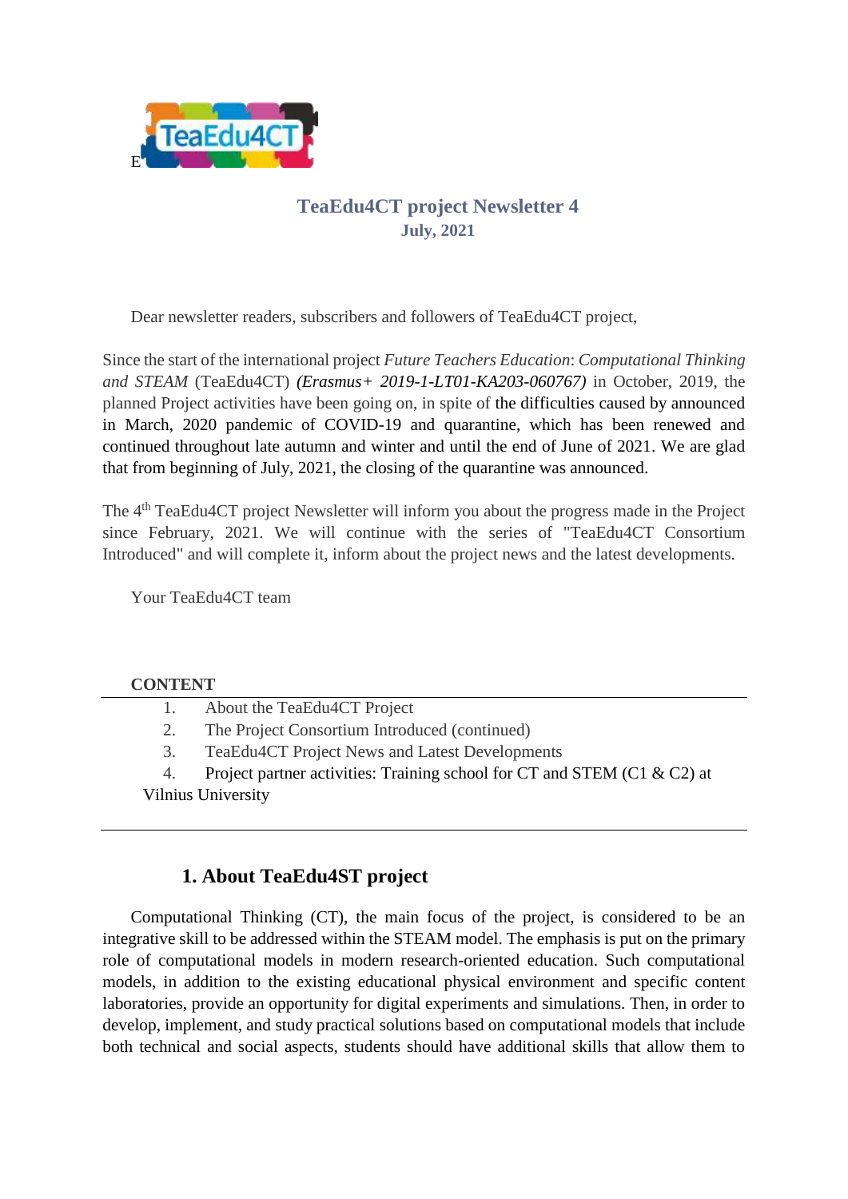E

# TeaEdu4CT project Newsletter 4

**July, 2021**

Dear newsletter readers, subscribers and followers of TeaEdu4CT project,

Since the start of the international project *Future Teachers Education*: *Computational Thinking and STEAM* (TeaEdu4CT) *(Erasmus+ 2019-1-LT01-KA203-060767)* in October, 2019, the planned Project activities have been going on, in spite of the difficulties caused by announced in March, 2020 pandemic of COVID-19 and quarantine, which has been renewed and continued throughout late autumn and winter and until the end of June of 2021. We are glad that from beginning of July, 2021, the closing of the quarantine was announced.

The 4th TeaEdu4CT project Newsletter will inform you about the progress made in the Project since February, 2021. We will continue with the series of "TeaEdu4CT Consortium Introduced" and will complete it, inform about the project news and the latest developments.

Your TeaEdu4CT team

**CONTENT**

1. About the TeaEdu4CT Project
2. The Project Consortium Introduced (continued)
3. TeaEdu4CT Project News and Latest Developments
4. Project partner activities: Training school for CT and STEM (C1 & C2) at Vilnius University

## 1. About TeaEdu4ST project

Computational Thinking (CT), the main focus of the project, is considered to be an integrative skill to be addressed within the STEAM model. The emphasis is put on the primary role of computational models in modern research-oriented education. Such computational models, in addition to the existing educational physical environment and specific content laboratories, provide an opportunity for digital experiments and simulations. Then, in order to develop, implement, and study practical solutions based on computational models that include both technical and social aspects, students should have additional skills that allow them to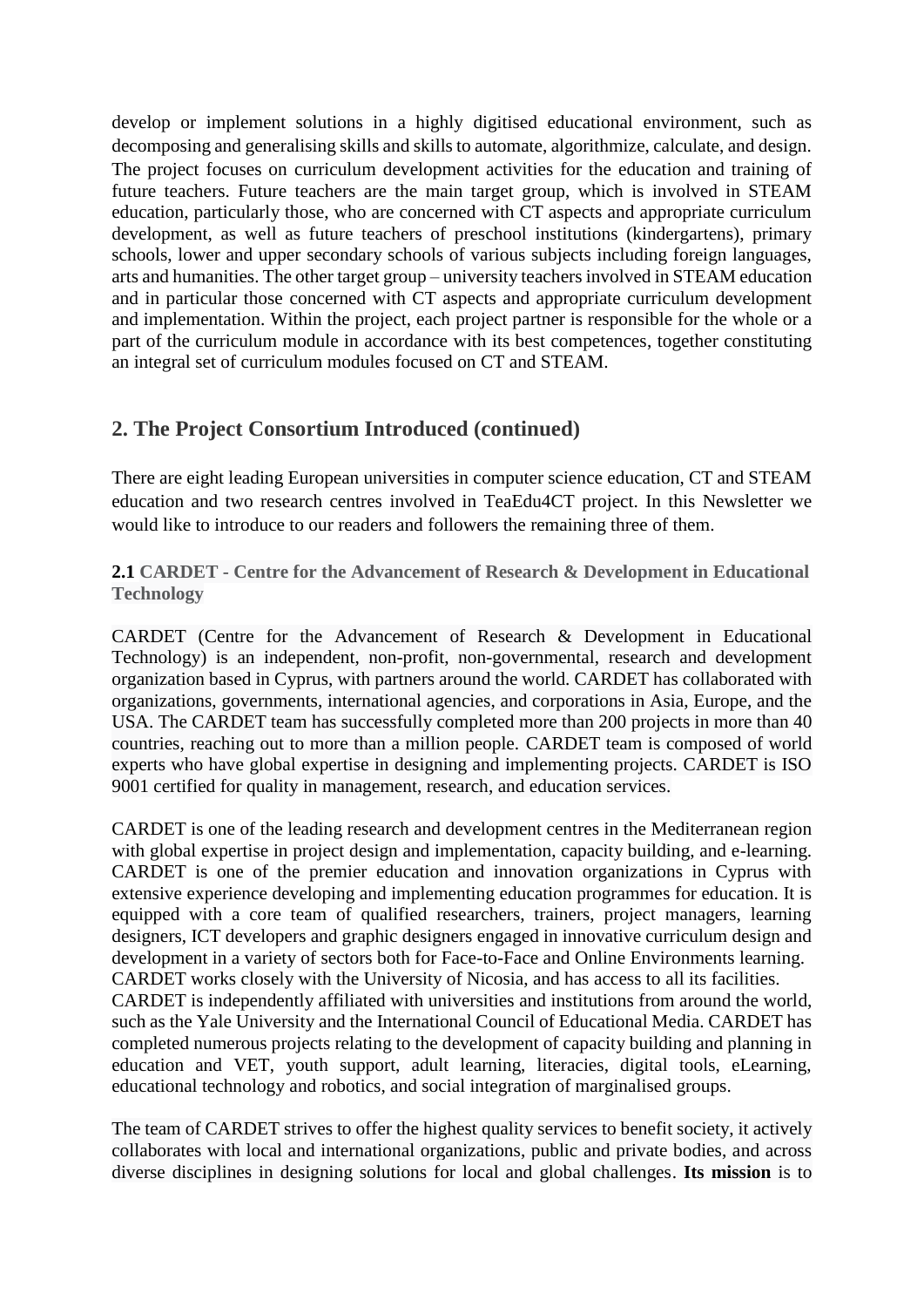develop or implement solutions in a highly digitised educational environment, such as decomposing and generalising skills and skills to automate, algorithmize, calculate, and design. The project focuses on curriculum development activities for the education and training of future teachers. Future teachers are the main target group, which is involved in STEAM education, particularly those, who are concerned with CT aspects and appropriate curriculum development, as well as future teachers of preschool institutions (kindergartens), primary schools, lower and upper secondary schools of various subjects including foreign languages, arts and humanities. The other target group – university teachers involved in STEAM education and in particular those concerned with CT aspects and appropriate curriculum development and implementation. Within the project, each project partner is responsible for the whole or a part of the curriculum module in accordance with its best competences, together constituting an integral set of curriculum modules focused on CT and STEAM.

## 2. The Project Consortium Introduced (continued)

There are eight leading European universities in computer science education, CT and STEAM education and two research centres involved in TeaEdu4CT project. In this Newsletter we would like to introduce to our readers and followers the remaining three of them.

### 2.1 CARDET - Centre for the Advancement of Research & Development in Educational Technology

CARDET (Centre for the Advancement of Research & Development in Educational Technology) is an independent, non-profit, non-governmental, research and development organization based in Cyprus, with partners around the world. CARDET has collaborated with organizations, governments, international agencies, and corporations in Asia, Europe, and the USA. The CARDET team has successfully completed more than 200 projects in more than 40 countries, reaching out to more than a million people. CARDET team is composed of world experts who have global expertise in designing and implementing projects. CARDET is ISO 9001 certified for quality in management, research, and education services.

CARDET is one of the leading research and development centres in the Mediterranean region with global expertise in project design and implementation, capacity building, and e-learning. CARDET is one of the premier education and innovation organizations in Cyprus with extensive experience developing and implementing education programmes for education. It is equipped with a core team of qualified researchers, trainers, project managers, learning designers, ICT developers and graphic designers engaged in innovative curriculum design and development in a variety of sectors both for Face-to-Face and Online Environments learning. CARDET works closely with the University of Nicosia, and has access to all its facilities. CARDET is independently affiliated with universities and institutions from around the world, such as the Yale University and the International Council of Educational Media. CARDET has completed numerous projects relating to the development of capacity building and planning in education and VET, youth support, adult learning, literacies, digital tools, eLearning, educational technology and robotics, and social integration of marginalised groups.

The team of CARDET strives to offer the highest quality services to benefit society, it actively collaborates with local and international organizations, public and private bodies, and across diverse disciplines in designing solutions for local and global challenges. **Its mission** is to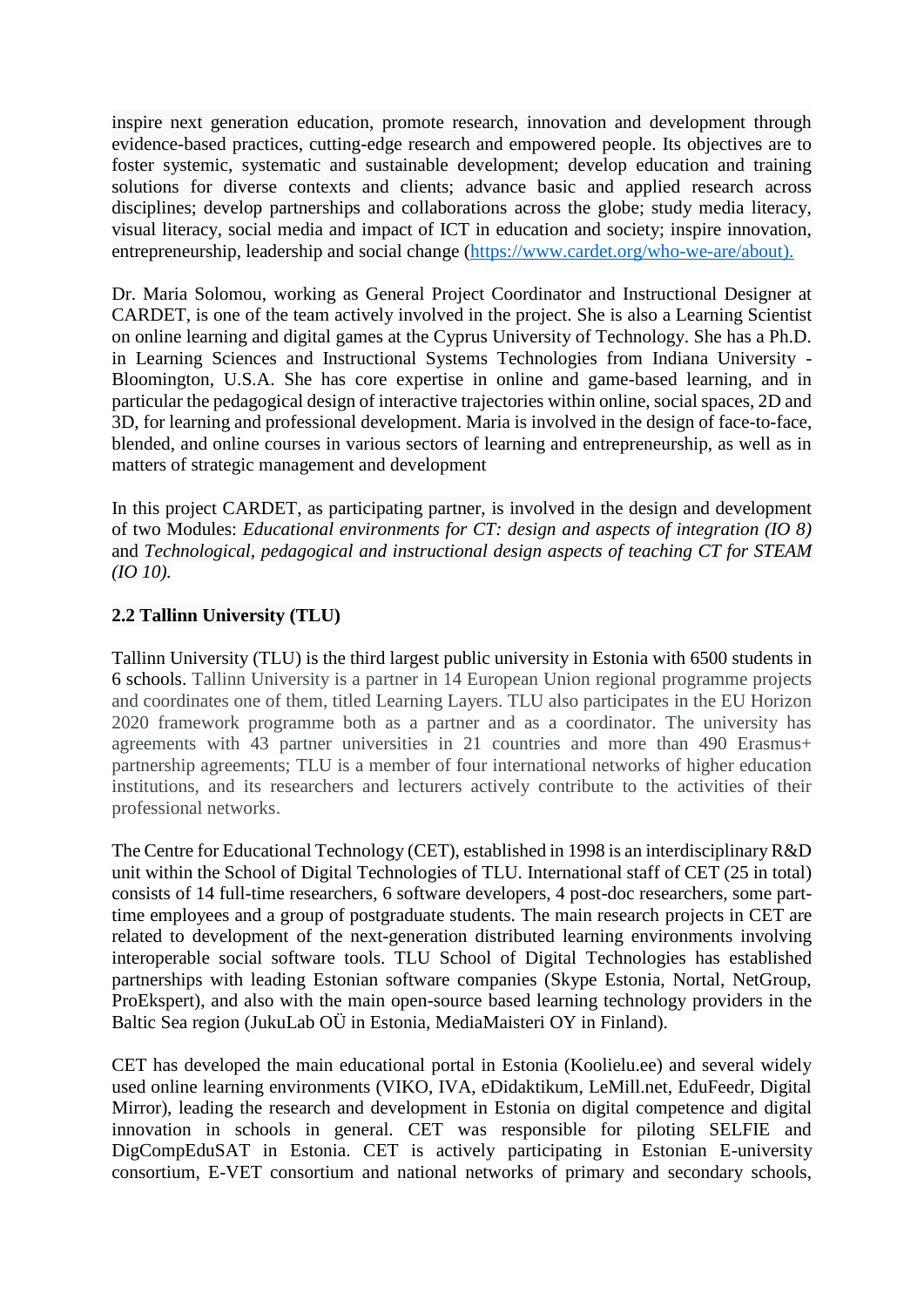inspire next generation education, promote research, innovation and development through evidence-based practices, cutting-edge research and empowered people. Its objectives are to foster systemic, systematic and sustainable development; develop education and training solutions for diverse contexts and clients; advance basic and applied research across disciplines; develop partnerships and collaborations across the globe; study media literacy, visual literacy, social media and impact of ICT in education and society; inspire innovation, entrepreneurship, leadership and social change (https://www.cardet.org/who-we-are/about).

Dr. Maria Solomou, working as General Project Coordinator and Instructional Designer at CARDET, is one of the team actively involved in the project. She is also a Learning Scientist on online learning and digital games at the Cyprus University of Technology. She has a Ph.D. in Learning Sciences and Instructional Systems Technologies from Indiana University - Bloomington, U.S.A. She has core expertise in online and game-based learning, and in particular the pedagogical design of interactive trajectories within online, social spaces, 2D and 3D, for learning and professional development. Maria is involved in the design of face-to-face, blended, and online courses in various sectors of learning and entrepreneurship, as well as in matters of strategic management and development

In this project CARDET, as participating partner, is involved in the design and development of two Modules: *Educational environments for CT: design and aspects of integration (IO 8)* and *Technological, pedagogical and instructional design aspects of teaching CT for STEAM (IO 10).*

### 2.2 Tallinn University (TLU)

Tallinn University (TLU) is the third largest public university in Estonia with 6500 students in 6 schools. Tallinn University is a partner in 14 European Union regional programme projects and coordinates one of them, titled Learning Layers. TLU also participates in the EU Horizon 2020 framework programme both as a partner and as a coordinator. The university has agreements with 43 partner universities in 21 countries and more than 490 Erasmus+ partnership agreements; TLU is a member of four international networks of higher education institutions, and its researchers and lecturers actively contribute to the activities of their professional networks.

The Centre for Educational Technology (CET), established in 1998 is an interdisciplinary R&D unit within the School of Digital Technologies of TLU. International staff of CET (25 in total) consists of 14 full-time researchers, 6 software developers, 4 post-doc researchers, some part-time employees and a group of postgraduate students. The main research projects in CET are related to development of the next-generation distributed learning environments involving interoperable social software tools. TLU School of Digital Technologies has established partnerships with leading Estonian software companies (Skype Estonia, Nortal, NetGroup, ProEkspert), and also with the main open-source based learning technology providers in the Baltic Sea region (JukuLab OÜ in Estonia, MediaMaisteri OY in Finland).

CET has developed the main educational portal in Estonia (Koolielu.ee) and several widely used online learning environments (VIKO, IVA, eDidaktikum, LeMill.net, EduFeedr, Digital Mirror), leading the research and development in Estonia on digital competence and digital innovation in schools in general. CET was responsible for piloting SELFIE and DigCompEduSAT in Estonia. CET is actively participating in Estonian E-university consortium, E-VET consortium and national networks of primary and secondary schools,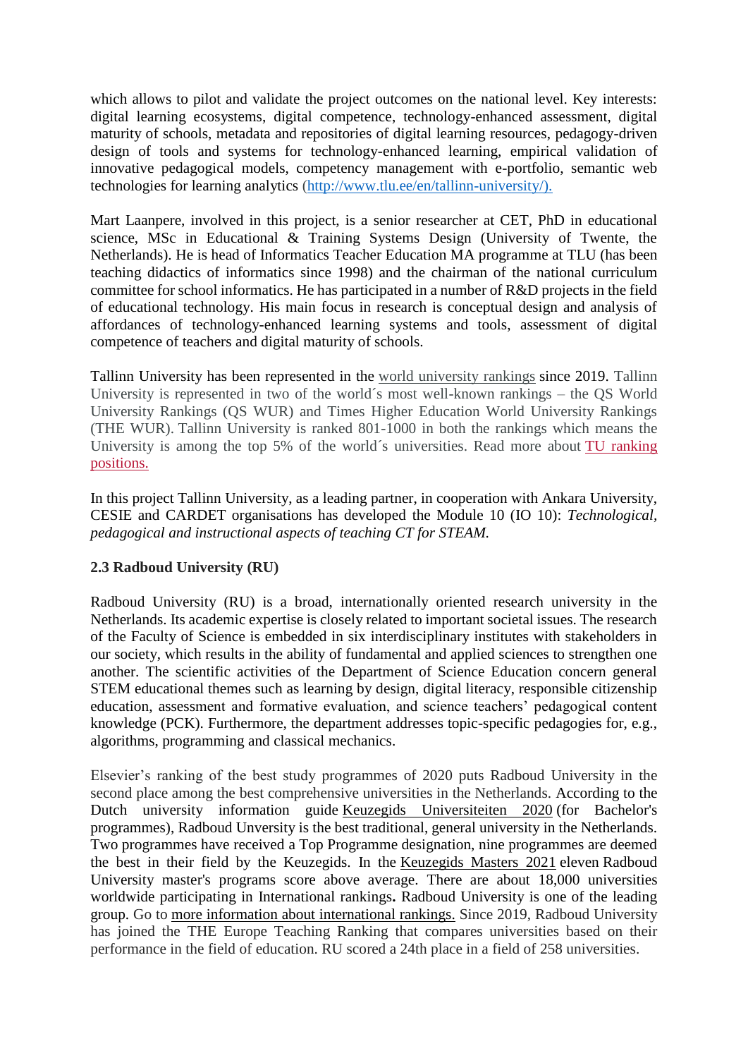which allows to pilot and validate the project outcomes on the national level. Key interests: digital learning ecosystems, digital competence, technology-enhanced assessment, digital maturity of schools, metadata and repositories of digital learning resources, pedagogy-driven design of tools and systems for technology-enhanced learning, empirical validation of innovative pedagogical models, competency management with e-portfolio, semantic web technologies for learning analytics (http://www.tlu.ee/en/tallinn-university/).

Mart Laanpere, involved in this project, is a senior researcher at CET, PhD in educational science, MSc in Educational & Training Systems Design (University of Twente, the Netherlands). He is head of Informatics Teacher Education MA programme at TLU (has been teaching didactics of informatics since 1998) and the chairman of the national curriculum committee for school informatics. He has participated in a number of R&D projects in the field of educational technology. His main focus in research is conceptual design and analysis of affordances of technology-enhanced learning systems and tools, assessment of digital competence of teachers and digital maturity of schools.

Tallinn University has been represented in the world university rankings since 2019. Tallinn University is represented in two of the world´s most well-known rankings – the QS World University Rankings (QS WUR) and Times Higher Education World University Rankings (THE WUR). Tallinn University is ranked 801-1000 in both the rankings which means the University is among the top 5% of the world´s universities. Read more about TU ranking positions.

In this project Tallinn University, as a leading partner, in cooperation with Ankara University, CESIE and CARDET organisations has developed the Module 10 (IO 10): *Technological, pedagogical and instructional aspects of teaching CT for STEAM.*

**2.3 Radboud University (RU)**

Radboud University (RU) is a broad, internationally oriented research university in the Netherlands. Its academic expertise is closely related to important societal issues. The research of the Faculty of Science is embedded in six interdisciplinary institutes with stakeholders in our society, which results in the ability of fundamental and applied sciences to strengthen one another. The scientific activities of the Department of Science Education concern general STEM educational themes such as learning by design, digital literacy, responsible citizenship education, assessment and formative evaluation, and science teachers' pedagogical content knowledge (PCK). Furthermore, the department addresses topic-specific pedagogies for, e.g., algorithms, programming and classical mechanics.

Elsevier's ranking of the best study programmes of 2020 puts Radboud University in the second place among the best comprehensive universities in the Netherlands. According to the Dutch university information guide Keuzegids Universiteiten 2020 (for Bachelor's programmes), Radboud Unversity is the best traditional, general university in the Netherlands. Two programmes have received a Top Programme designation, nine programmes are deemed the best in their field by the Keuzegids. In the Keuzegids Masters 2021 eleven Radboud University master's programs score above average. There are about 18,000 universities worldwide participating in International rankings**.** Radboud University is one of the leading group. Go to more information about international rankings. Since 2019, Radboud University has joined the THE Europe Teaching Ranking that compares universities based on their performance in the field of education. RU scored a 24th place in a field of 258 universities.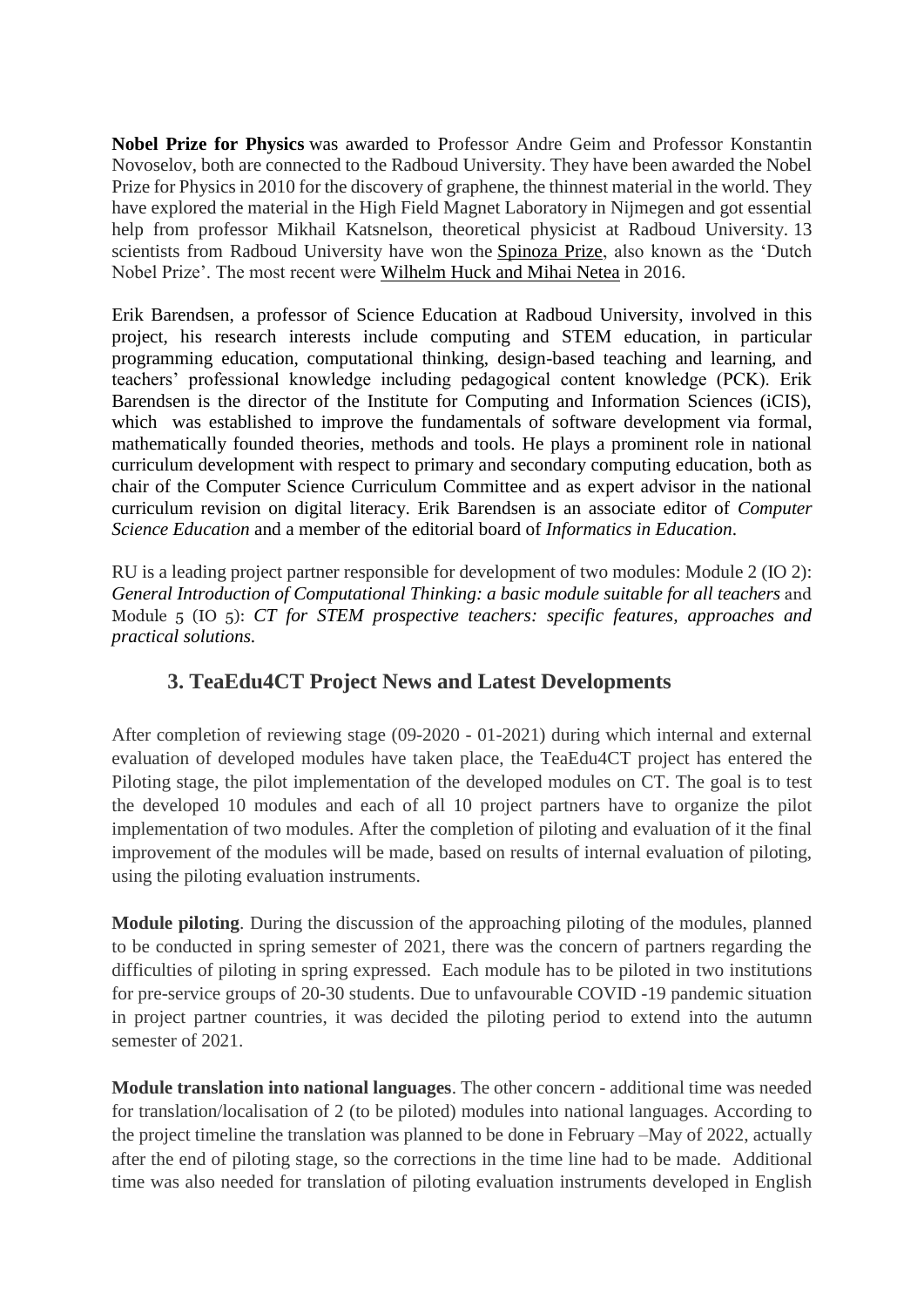**Nobel Prize for Physics** was awarded to Professor Andre Geim and Professor Konstantin Novoselov, both are connected to the Radboud University. They have been awarded the Nobel Prize for Physics in 2010 for the discovery of graphene, the thinnest material in the world. They have explored the material in the High Field Magnet Laboratory in Nijmegen and got essential help from professor Mikhail Katsnelson, theoretical physicist at Radboud University. 13 scientists from Radboud University have won the Spinoza Prize, also known as the 'Dutch Nobel Prize'. The most recent were Wilhelm Huck and Mihai Netea in 2016.

Erik Barendsen, a professor of Science Education at Radboud University, involved in this project, his research interests include computing and STEM education, in particular programming education, computational thinking, design-based teaching and learning, and teachers' professional knowledge including pedagogical content knowledge (PCK). Erik Barendsen is the director of the Institute for Computing and Information Sciences (iCIS), which was established to improve the fundamentals of software development via formal, mathematically founded theories, methods and tools. He plays a prominent role in national curriculum development with respect to primary and secondary computing education, both as chair of the Computer Science Curriculum Committee and as expert advisor in the national curriculum revision on digital literacy. Erik Barendsen is an associate editor of *Computer Science Education* and a member of the editorial board of *Informatics in Education*.

RU is a leading project partner responsible for development of two modules: Module 2 (IO 2): *General Introduction of Computational Thinking: a basic module suitable for all teachers* and Module 5 (IO 5): *CT for STEM prospective teachers: specific features, approaches and practical solutions.*

## 3. TeaEdu4CT Project News and Latest Developments

After completion of reviewing stage (09-2020 - 01-2021) during which internal and external evaluation of developed modules have taken place, the TeaEdu4CT project has entered the Piloting stage, the pilot implementation of the developed modules on CT. The goal is to test the developed 10 modules and each of all 10 project partners have to organize the pilot implementation of two modules. After the completion of piloting and evaluation of it the final improvement of the modules will be made, based on results of internal evaluation of piloting, using the piloting evaluation instruments.

**Module piloting**. During the discussion of the approaching piloting of the modules, planned to be conducted in spring semester of 2021, there was the concern of partners regarding the difficulties of piloting in spring expressed. Each module has to be piloted in two institutions for pre-service groups of 20-30 students. Due to unfavourable COVID -19 pandemic situation in project partner countries, it was decided the piloting period to extend into the autumn semester of 2021.

**Module translation into national languages**. The other concern - additional time was needed for translation/localisation of 2 (to be piloted) modules into national languages. According to the project timeline the translation was planned to be done in February –May of 2022, actually after the end of piloting stage, so the corrections in the time line had to be made. Additional time was also needed for translation of piloting evaluation instruments developed in English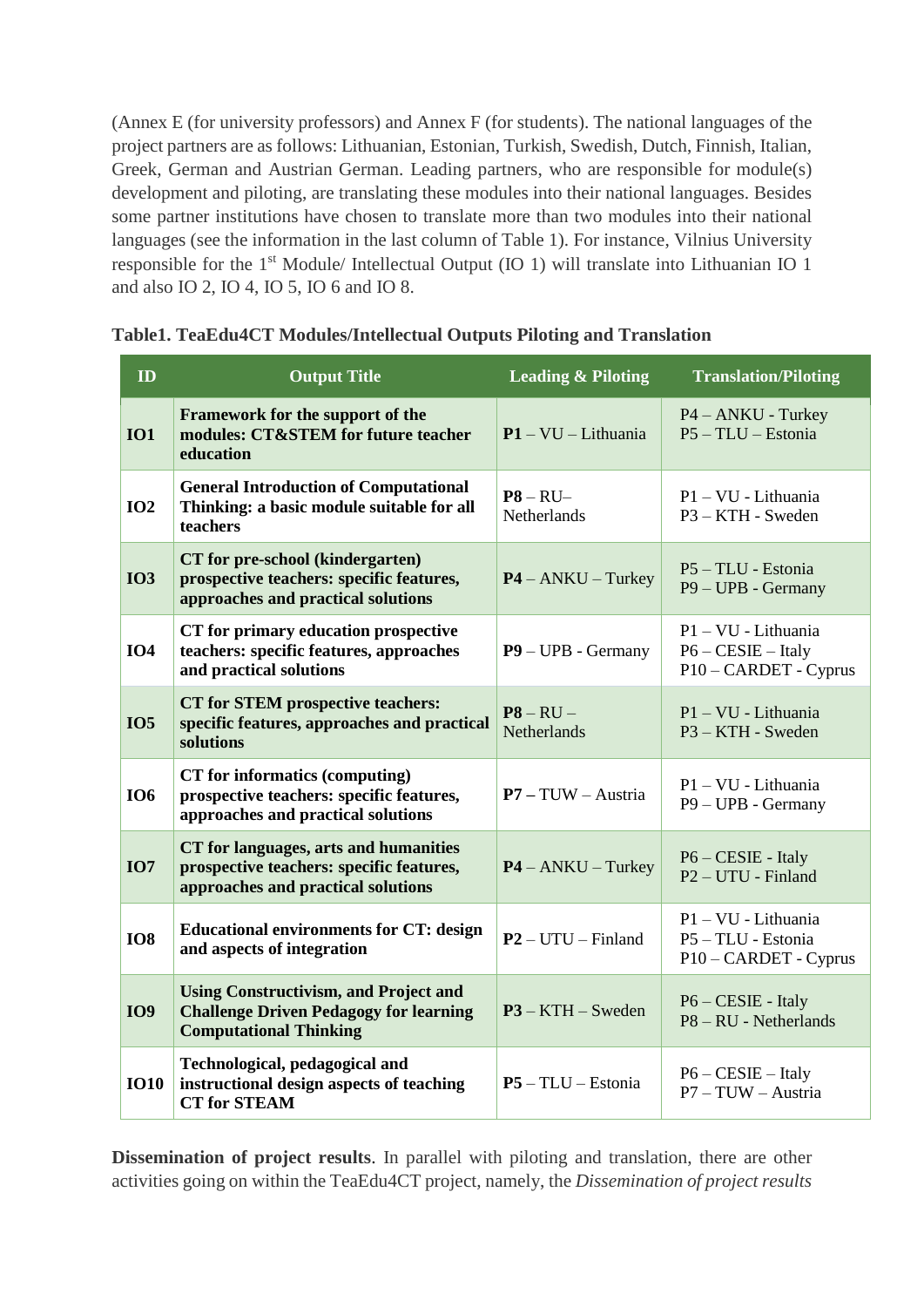(Annex E (for university professors) and Annex F (for students). The national languages of the project partners are as follows: Lithuanian, Estonian, Turkish, Swedish, Dutch, Finnish, Italian, Greek, German and Austrian German. Leading partners, who are responsible for module(s) development and piloting, are translating these modules into their national languages. Besides some partner institutions have chosen to translate more than two modules into their national languages (see the information in the last column of Table 1). For instance, Vilnius University responsible for the 1st Module/ Intellectual Output (IO 1) will translate into Lithuanian IO 1 and also IO 2, IO 4, IO 5, IO 6 and IO 8.

**Table1. TeaEdu4CT Modules/Intellectual Outputs Piloting and Translation**

| ID | Output Title | Leading & Piloting | Translation/Piloting |
|---|---|---|---|
| **IO1** | **Framework for the support of the modules: CT&STEM for future teacher education** | **P1** – VU – Lithuania | P4 – ANKU - Turkey<br>P5 – TLU – Estonia |
| **IO2** | **General Introduction of Computational Thinking: a basic module suitable for all teachers** | **P8** – RU– Netherlands | P1 – VU - Lithuania<br>P3 – KTH - Sweden |
| **IO3** | **CT for pre-school (kindergarten) prospective teachers: specific features, approaches and practical solutions** | **P4** – ANKU – Turkey | P5 – TLU - Estonia<br>P9 – UPB - Germany |
| **IO4** | **CT for primary education prospective teachers: specific features, approaches and practical solutions** | **P9** – UPB - Germany | P1 – VU - Lithuania<br>P6 – CESIE – Italy<br>P10 – CARDET - Cyprus |
| **IO5** | **CT for STEM prospective teachers: specific features, approaches and practical solutions** | **P8** – RU – Netherlands | P1 – VU - Lithuania<br>P3 – KTH - Sweden |
| **IO6** | **CT for informatics (computing) prospective teachers: specific features, approaches and practical solutions** | **P7 –** TUW – Austria | P1 – VU - Lithuania<br>P9 – UPB - Germany |
| **IO7** | **CT for languages, arts and humanities prospective teachers: specific features, approaches and practical solutions** | **P4** – ANKU – Turkey | P6 – CESIE - Italy<br>P2 – UTU - Finland |
| **IO8** | **Educational environments for CT: design and aspects of integration** | **P2** – UTU – Finland | P1 – VU - Lithuania<br>P5 – TLU - Estonia<br>P10 – CARDET - Cyprus |
| **IO9** | **Using Constructivism, and Project and Challenge Driven Pedagogy for learning Computational Thinking** | **P3** – KTH – Sweden | P6 – CESIE - Italy<br>P8 – RU - Netherlands |
| **IO10** | **Technological, pedagogical and instructional design aspects of teaching CT for STEAM** | **P5** – TLU – Estonia | P6 – CESIE – Italy<br>P7 – TUW – Austria |

**Dissemination of project results**. In parallel with piloting and translation, there are other activities going on within the TeaEdu4CT project, namely, the *Dissemination of project results*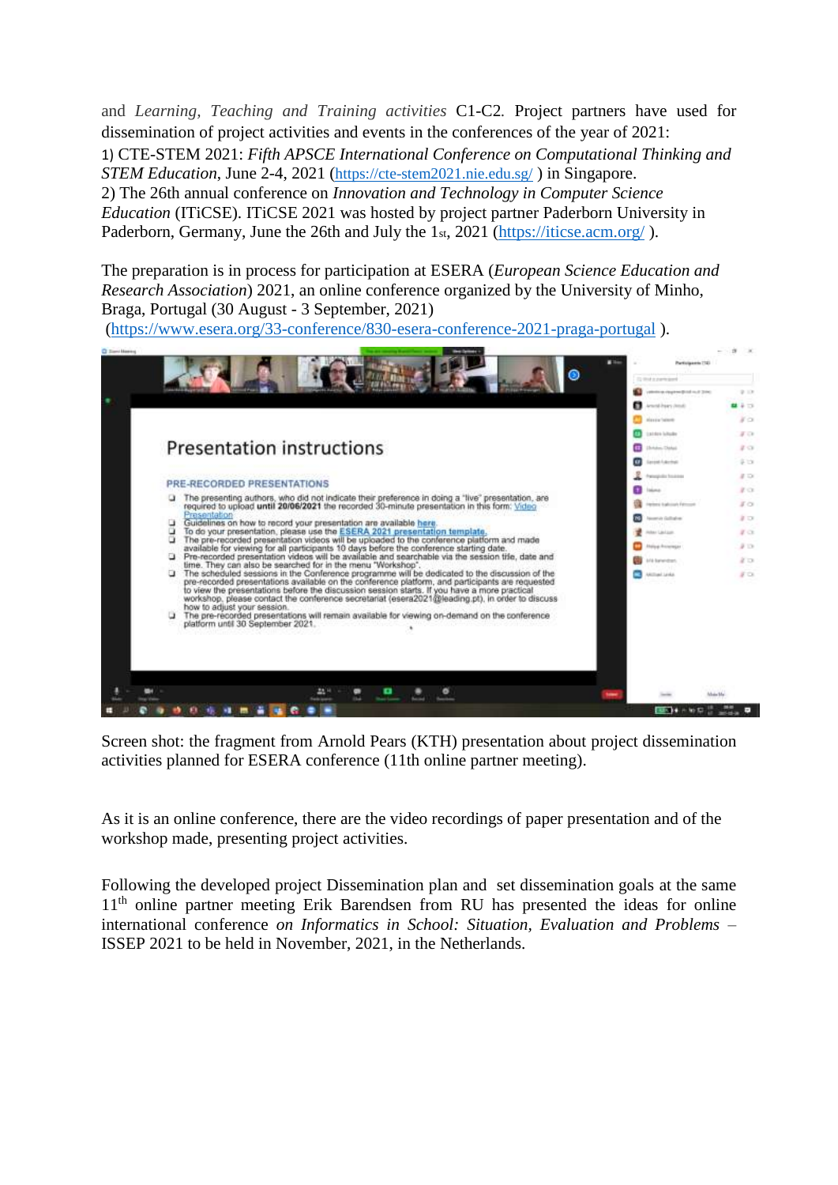and *Learning, Teaching and Training activities* C1-C2. Project partners have used for dissemination of project activities and events in the conferences of the year of 2021:

1) CTE-STEM 2021: *Fifth APSCE International Conference on Computational Thinking and STEM Education*, June 2-4, 2021 (https://cte-stem2021.nie.edu.sg/ ) in Singapore.

2) The 26th annual conference on *Innovation and Technology in Computer Science Education* (ITiCSE). ITiCSE 2021 was hosted by project partner Paderborn University in Paderborn, Germany, June the 26th and July the 1st, 2021 (https://iticse.acm.org/ ).

The preparation is in process for participation at ESERA (*European Science Education and Research Association*) 2021, an online conference organized by the University of Minho, Braga, Portugal (30 August - 3 September, 2021) (https://www.esera.org/33-conference/830-esera-conference-2021-praga-portugal ).

Screen shot: the fragment from Arnold Pears (KTH) presentation about project dissemination activities planned for ESERA conference (11th online partner meeting).

As it is an online conference, there are the video recordings of paper presentation and of the workshop made, presenting project activities.

Following the developed project Dissemination plan and set dissemination goals at the same 11th online partner meeting Erik Barendsen from RU has presented the ideas for online international conference *on Informatics in School: Situation, Evaluation and Problems* – ISSEP 2021 to be held in November, 2021, in the Netherlands.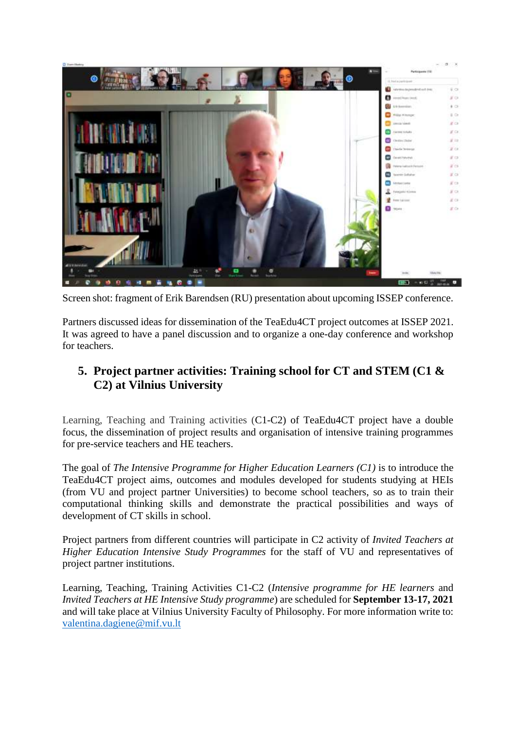Screen shot: fragment of Erik Barendsen (RU) presentation about upcoming ISSEP conference.

Partners discussed ideas for dissemination of the TeaEdu4CT project outcomes at ISSEP 2021. It was agreed to have a panel discussion and to organize a one-day conference and workshop for teachers.

## 5. Project partner activities: Training school for CT and STEM (C1 & C2) at Vilnius University

Learning, Teaching and Training activities (C1-C2) of TeaEdu4CT project have a double focus, the dissemination of project results and organisation of intensive training programmes for pre-service teachers and HE teachers.

The goal of *The Intensive Programme for Higher Education Learners (C1)* is to introduce the TeaEdu4CT project aims, outcomes and modules developed for students studying at HEIs (from VU and project partner Universities) to become school teachers, so as to train their computational thinking skills and demonstrate the practical possibilities and ways of development of CT skills in school.

Project partners from different countries will participate in C2 activity of *Invited Teachers at Higher Education Intensive Study Programmes* for the staff of VU and representatives of project partner institutions.

Learning, Teaching, Training Activities C1-C2 (*Intensive programme for HE learners* and *Invited Teachers at HE Intensive Study programme*) are scheduled for **September 13-17, 2021** and will take place at Vilnius University Faculty of Philosophy. For more information write to: valentina.dagiene@mif.vu.lt